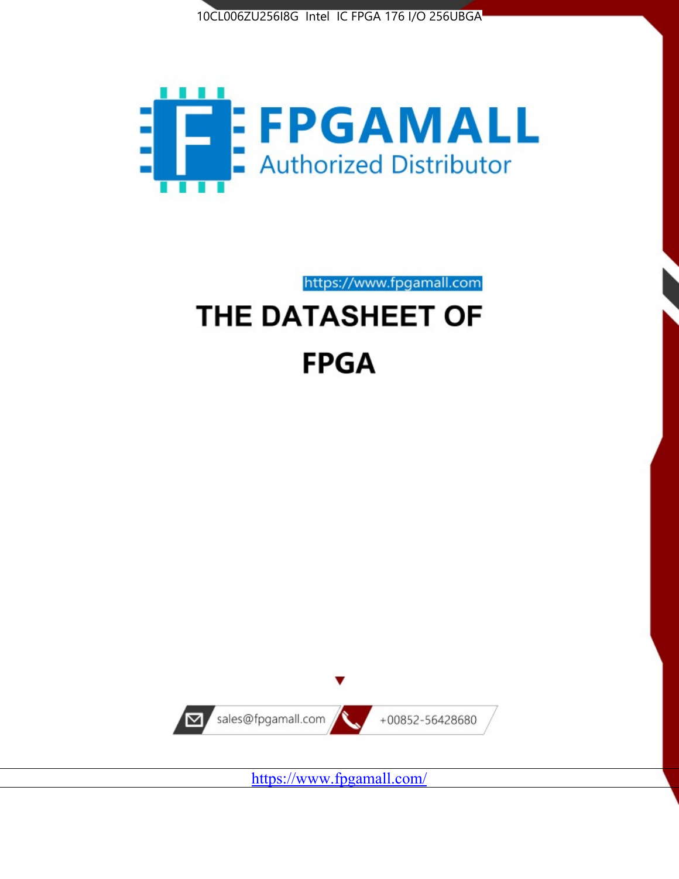10CL006ZU256I8G Intel IC FPGA 176 I/O 256UBGA

FPGAMALL

Authorized Distributor

https://www.fpgamall.com

# THE DATASHEET OF

# FPGA

sales@fpgamall.com

+00852-56428680

https://www.fpgamall.com/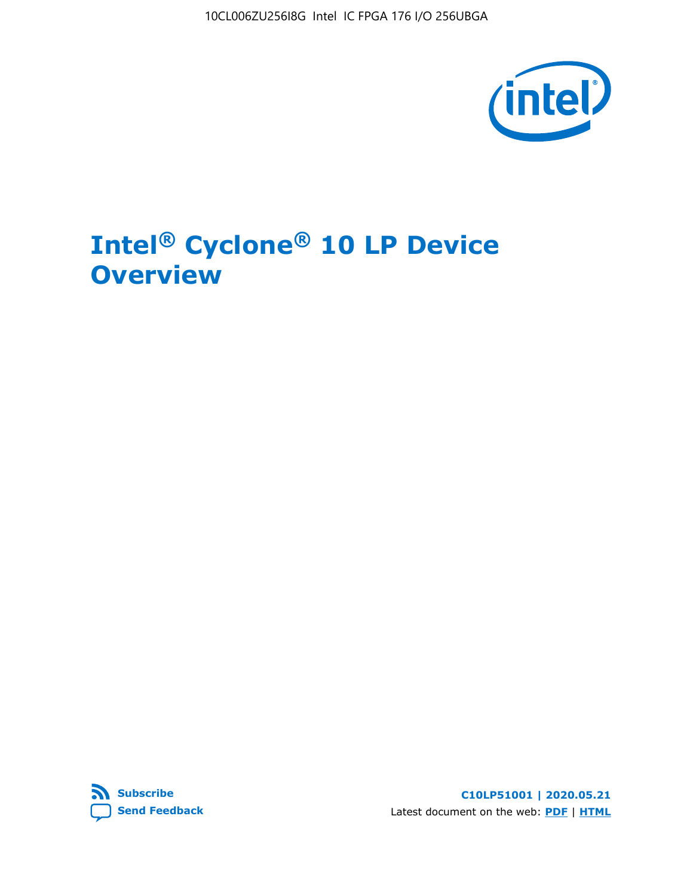# Intel® Cyclone® 10 LP Device Overview

**Subscribe**

**Send Feedback**

**C10LP51001 | 2020.05.21**

Latest document on the web: **PDF** | **HTML**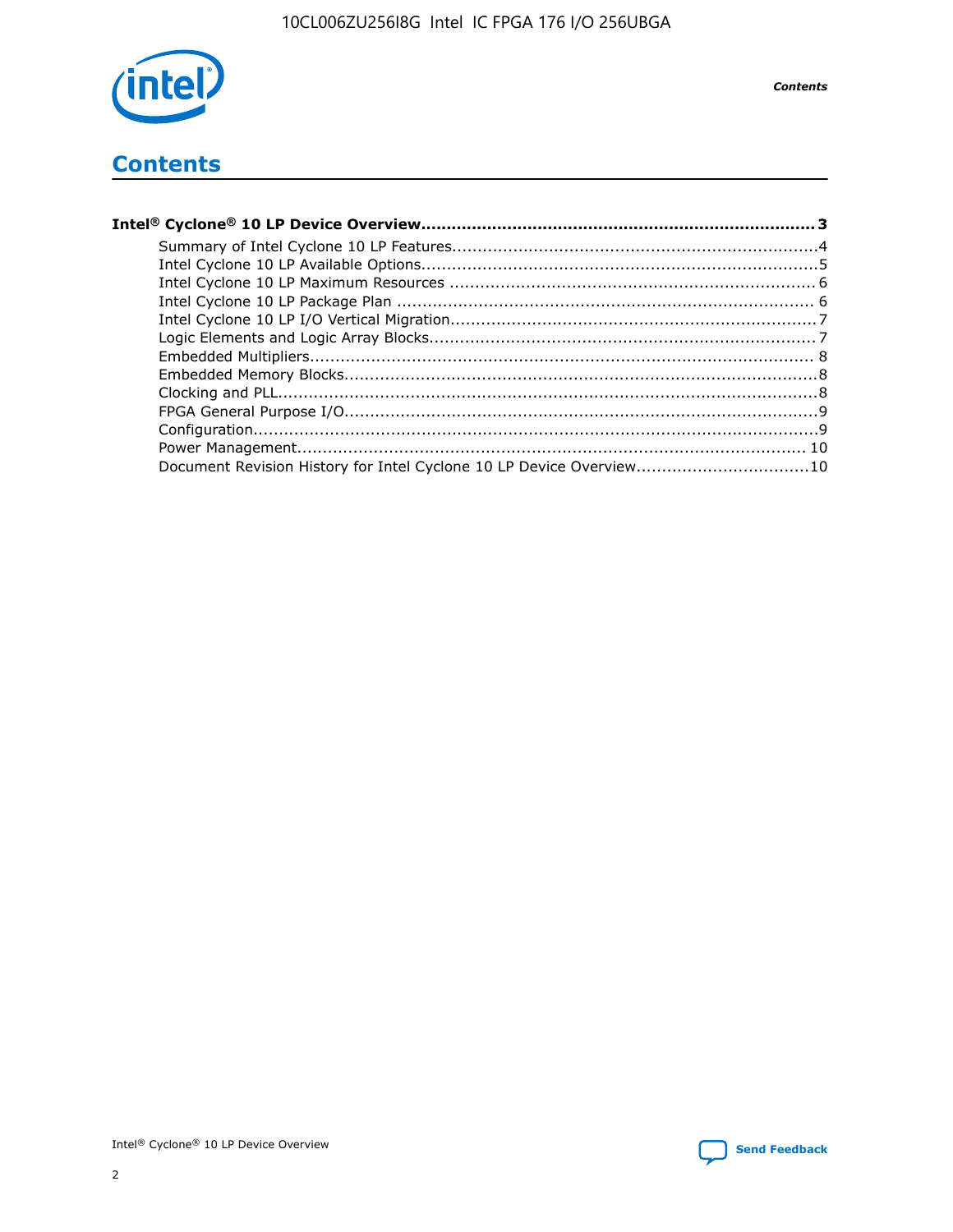# Contents

**Intel® Cyclone® 10 LP Device Overview....................................................................................3**

- Summary of Intel Cyclone 10 LP Features........................................................................4
- Intel Cyclone 10 LP Available Options..............................................................................5
- Intel Cyclone 10 LP Maximum Resources ........................................................................6
- Intel Cyclone 10 LP Package Plan ..................................................................................6
- Intel Cyclone 10 LP I/O Vertical Migration........................................................................7
- Logic Elements and Logic Array Blocks............................................................................7
- Embedded Multipliers...................................................................................................8
- Embedded Memory Blocks.............................................................................................8
- Clocking and PLL..........................................................................................................8
- FPGA General Purpose I/O.............................................................................................9
- Configuration...............................................................................................................9
- Power Management..................................................................................................... 10
- Document Revision History for Intel Cyclone 10 LP Device Overview..................................10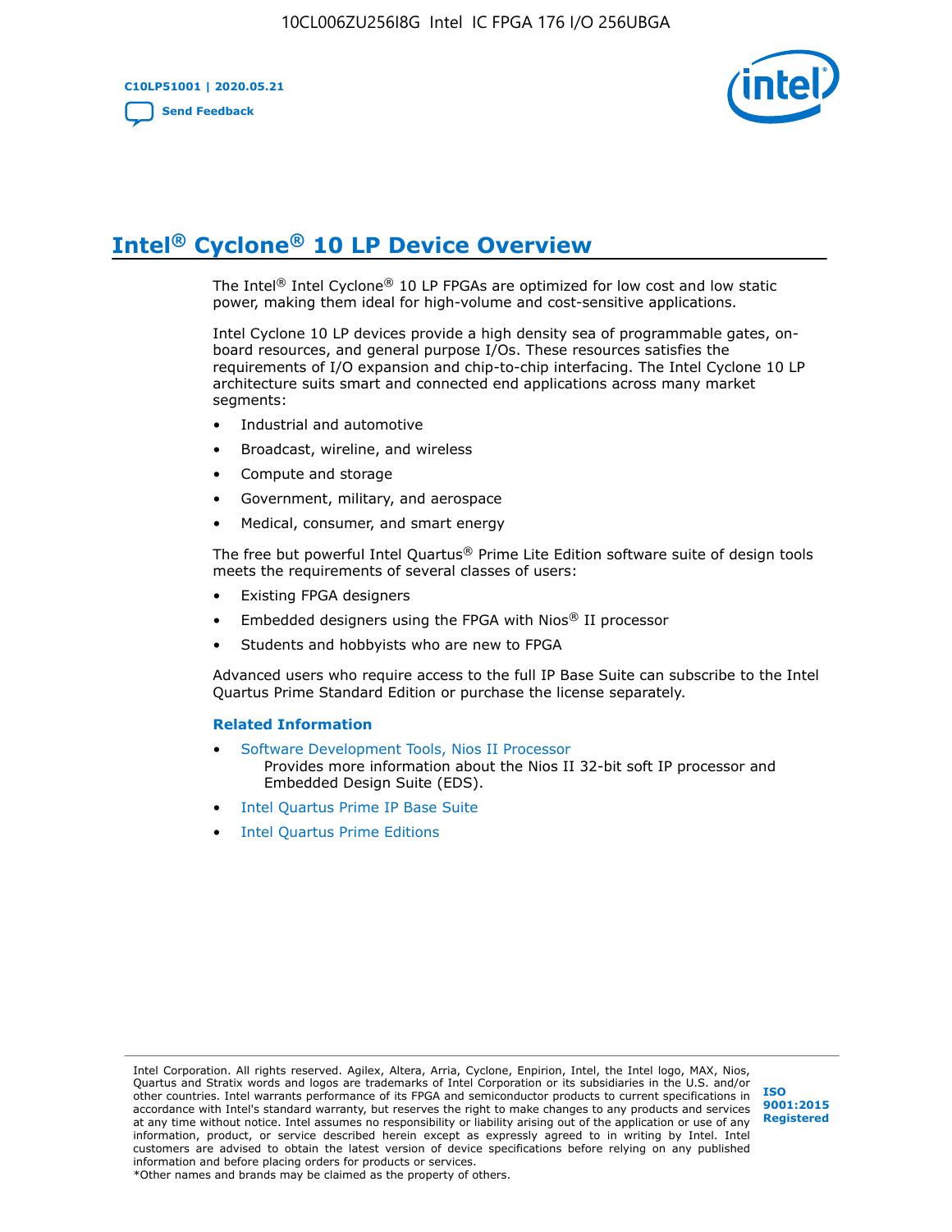# Intel® Cyclone® 10 LP Device Overview

The Intel® Intel Cyclone® 10 LP FPGAs are optimized for low cost and low static power, making them ideal for high-volume and cost-sensitive applications.

Intel Cyclone 10 LP devices provide a high density sea of programmable gates, on-board resources, and general purpose I/Os. These resources satisfies the requirements of I/O expansion and chip-to-chip interfacing. The Intel Cyclone 10 LP architecture suits smart and connected end applications across many market segments:

- Industrial and automotive
- Broadcast, wireline, and wireless
- Compute and storage
- Government, military, and aerospace
- Medical, consumer, and smart energy

The free but powerful Intel Quartus® Prime Lite Edition software suite of design tools meets the requirements of several classes of users:

- Existing FPGA designers
- Embedded designers using the FPGA with Nios® II processor
- Students and hobbyists who are new to FPGA

Advanced users who require access to the full IP Base Suite can subscribe to the Intel Quartus Prime Standard Edition or purchase the license separately.

### Related Information

- Software Development Tools, Nios II Processor
  Provides more information about the Nios II 32-bit soft IP processor and Embedded Design Suite (EDS).
- Intel Quartus Prime IP Base Suite
- Intel Quartus Prime Editions

Intel Corporation. All rights reserved. Agilex, Altera, Arria, Cyclone, Enpirion, Intel, the Intel logo, MAX, Nios, Quartus and Stratix words and logos are trademarks of Intel Corporation or its subsidiaries in the U.S. and/or other countries. Intel warrants performance of its FPGA and semiconductor products to current specifications in accordance with Intel's standard warranty, but reserves the right to make changes to any products and services at any time without notice. Intel assumes no responsibility or liability arising out of the application or use of any information, product, or service described herein except as expressly agreed to in writing by Intel. Intel customers are advised to obtain the latest version of device specifications before relying on any published information and before placing orders for products or services.
*Other names and brands may be claimed as the property of others.

ISO 9001:2015 Registered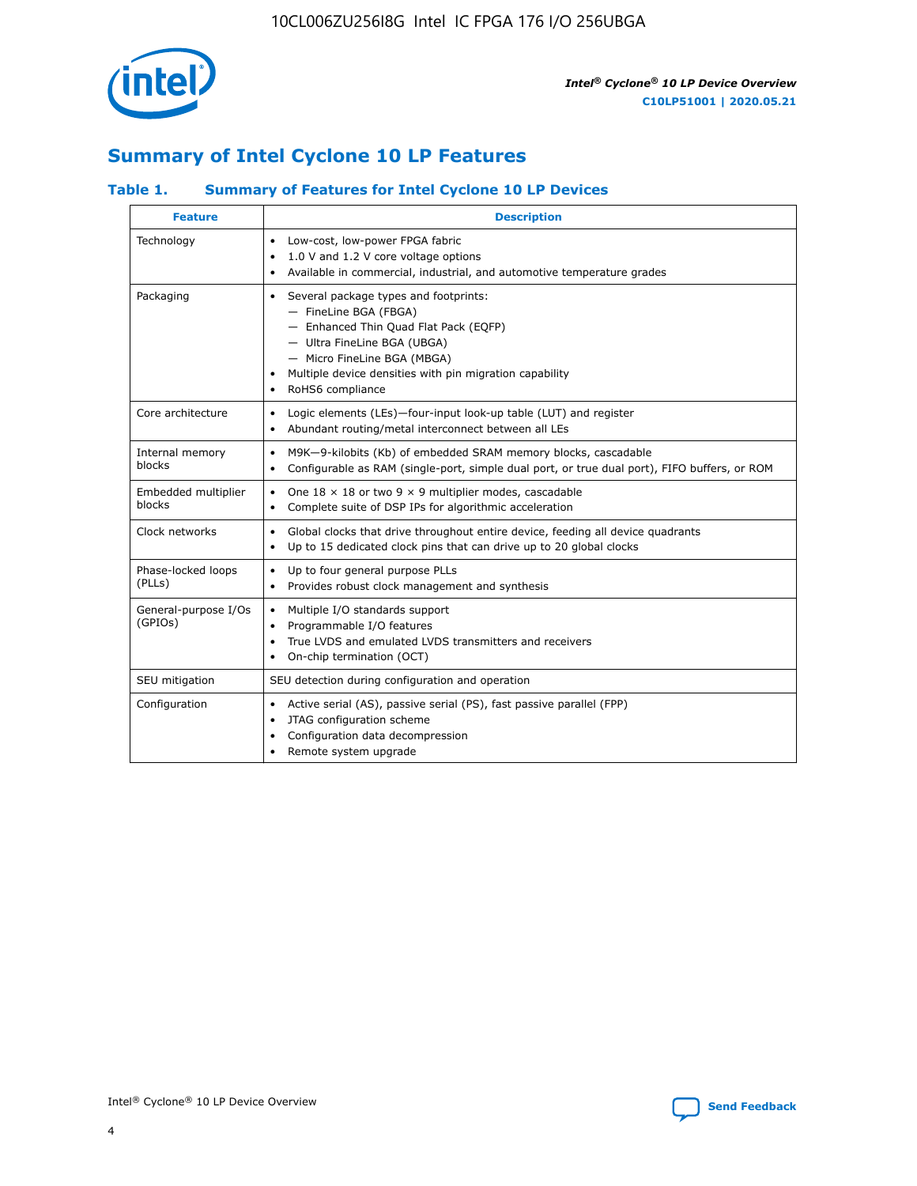## Summary of Intel Cyclone 10 LP Features

### Table 1. Summary of Features for Intel Cyclone 10 LP Devices

| Feature | Description |
| --- | --- |
| Technology | • Low-cost, low-power FPGA fabric<br>• 1.0 V and 1.2 V core voltage options<br>• Available in commercial, industrial, and automotive temperature grades |
| Packaging | • Several package types and footprints:<br>— FineLine BGA (FBGA)<br>— Enhanced Thin Quad Flat Pack (EQFP)<br>— Ultra FineLine BGA (UBGA)<br>— Micro FineLine BGA (MBGA)<br>• Multiple device densities with pin migration capability<br>• RoHS6 compliance |
| Core architecture | • Logic elements (LEs)—four-input look-up table (LUT) and register<br>• Abundant routing/metal interconnect between all LEs |
| Internal memory blocks | • M9K—9-kilobits (Kb) of embedded SRAM memory blocks, cascadable<br>• Configurable as RAM (single-port, simple dual port, or true dual port), FIFO buffers, or ROM |
| Embedded multiplier blocks | • One 18 × 18 or two 9 × 9 multiplier modes, cascadable<br>• Complete suite of DSP IPs for algorithmic acceleration |
| Clock networks | • Global clocks that drive throughout entire device, feeding all device quadrants<br>• Up to 15 dedicated clock pins that can drive up to 20 global clocks |
| Phase-locked loops (PLLs) | • Up to four general purpose PLLs<br>• Provides robust clock management and synthesis |
| General-purpose I/Os (GPIOs) | • Multiple I/O standards support<br>• Programmable I/O features<br>• True LVDS and emulated LVDS transmitters and receivers<br>• On-chip termination (OCT) |
| SEU mitigation | SEU detection during configuration and operation |
| Configuration | • Active serial (AS), passive serial (PS), fast passive parallel (FPP)<br>• JTAG configuration scheme<br>• Configuration data decompression<br>• Remote system upgrade |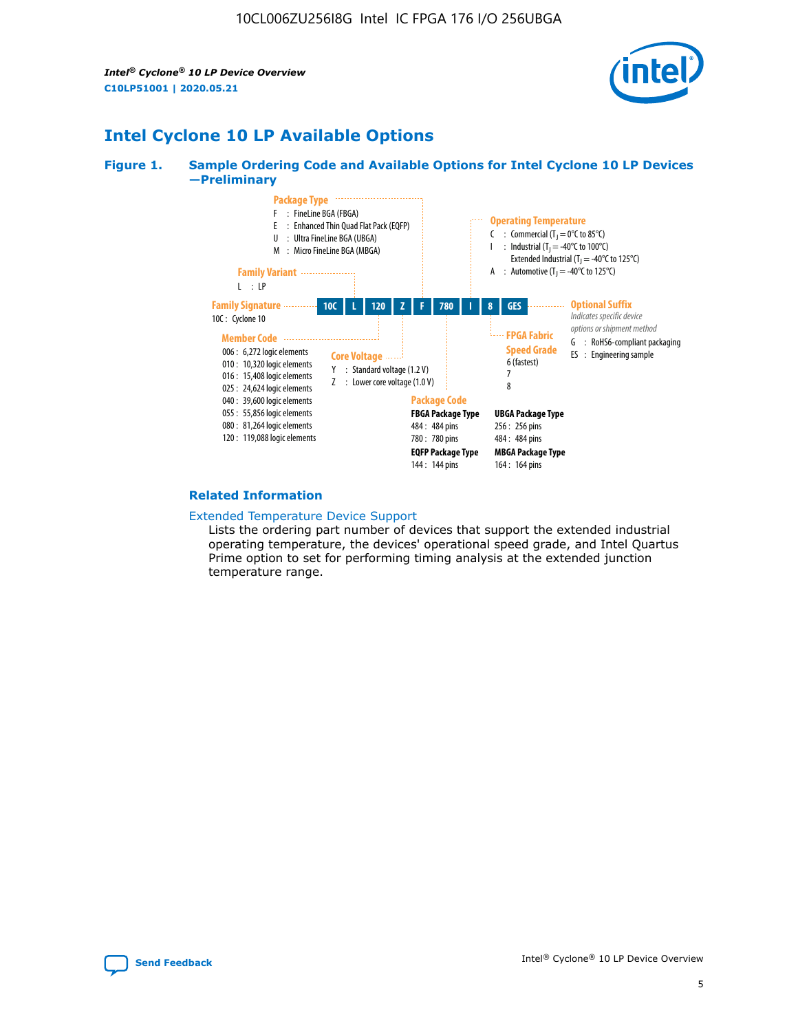## Intel Cyclone 10 LP Available Options

**Figure 1. Sample Ordering Code and Available Options for Intel Cyclone 10 LP Devices —Preliminary**

**Package Type**
- F : FineLine BGA (FBGA)
- E : Enhanced Thin Quad Flat Pack (EQFP)
- U : Ultra FineLine BGA (UBGA)
- M : Micro FineLine BGA (MBGA)

**Family Variant**
- L : LP

**Operating Temperature**
- C : Commercial ($T_J$ = 0°C to 85°C)
- I : Industrial ($T_J$ = -40°C to 100°C)
  Extended Industrial ($T_J$ = -40°C to 125°C)
- A : Automotive ($T_J$ = -40°C to 125°C)

**Family Signature**
- 10C : Cyclone 10

10C | L | 120 | Z | F | 780 | I | 8 | GES

**Optional Suffix**
*Indicates specific device options or shipment method*
- G : RoHS6-compliant packaging
- ES : Engineering sample

**Member Code**
- 006 : 6,272 logic elements
- 010 : 10,320 logic elements
- 016 : 15,408 logic elements
- 025 : 24,624 logic elements
- 040 : 39,600 logic elements
- 055 : 55,856 logic elements
- 080 : 81,264 logic elements
- 120 : 119,088 logic elements

**Core Voltage**
- Y : Standard voltage (1.2 V)
- Z : Lower core voltage (1.0 V)

**FPGA Fabric Speed Grade**
- 6 (fastest)
- 7
- 8

**Package Code**

**FBGA Package Type**
- 484 : 484 pins
- 780 : 780 pins

**EQFP Package Type**
- 144 : 144 pins

**UBGA Package Type**
- 256 : 256 pins
- 484 : 484 pins

**MBGA Package Type**
- 164 : 164 pins

### Related Information

Extended Temperature Device Support
Lists the ordering part number of devices that support the extended industrial operating temperature, the devices' operational speed grade, and Intel Quartus Prime option to set for performing timing analysis at the extended junction temperature range.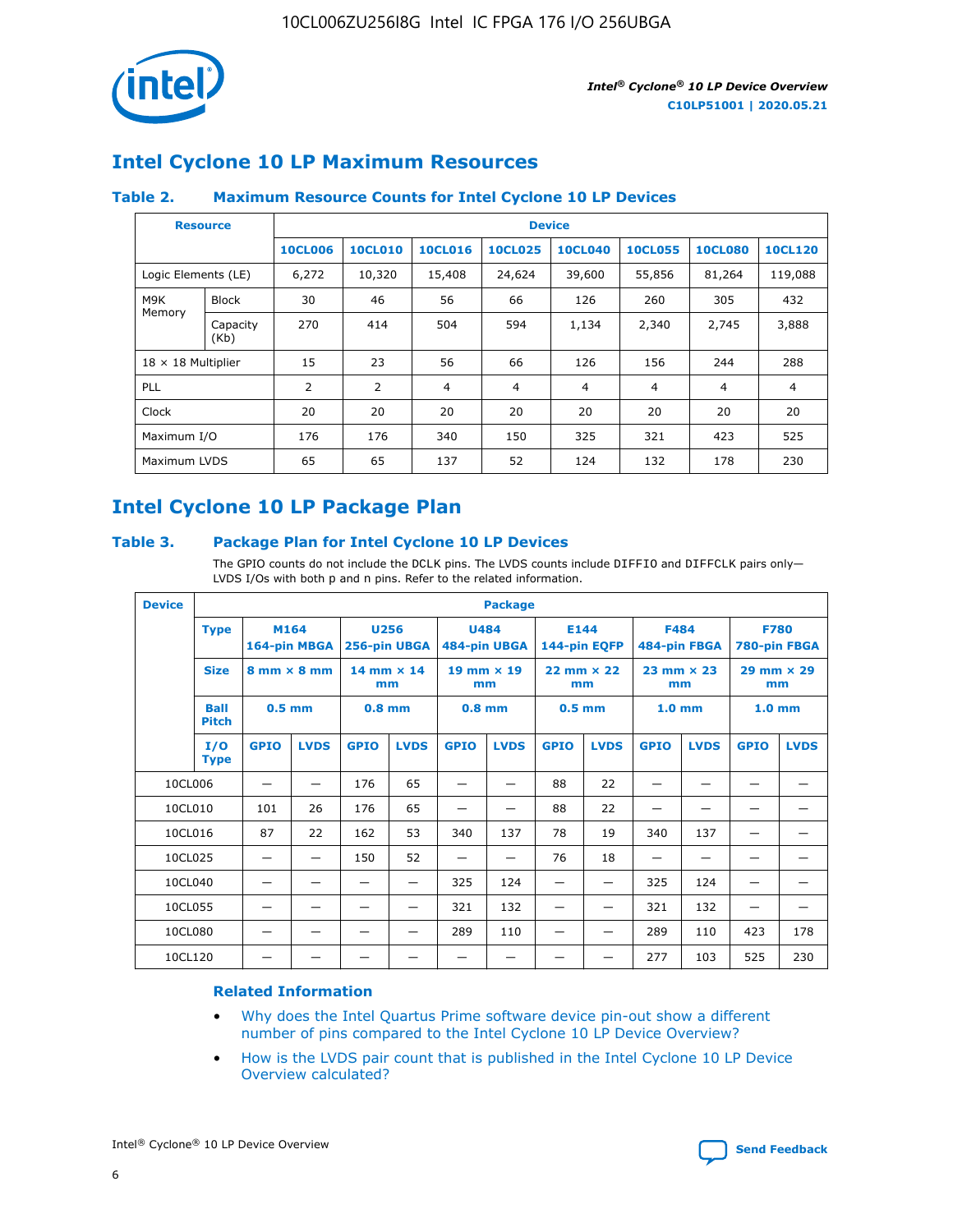## Intel Cyclone 10 LP Maximum Resources

### Table 2. Maximum Resource Counts for Intel Cyclone 10 LP Devices

| Resource | | Device | | | | | | | |
|---|---|---|---|---|---|---|---|---|---|
| | | 10CL006 | 10CL010 | 10CL016 | 10CL025 | 10CL040 | 10CL055 | 10CL080 | 10CL120 |
| Logic Elements (LE) | | 6,272 | 10,320 | 15,408 | 24,624 | 39,600 | 55,856 | 81,264 | 119,088 |
| M9K Memory | Block | 30 | 46 | 56 | 66 | 126 | 260 | 305 | 432 |
| | Capacity (Kb) | 270 | 414 | 504 | 594 | 1,134 | 2,340 | 2,745 | 3,888 |
| 18 × 18 Multiplier | | 15 | 23 | 56 | 66 | 126 | 156 | 244 | 288 |
| PLL | | 2 | 2 | 4 | 4 | 4 | 4 | 4 | 4 |
| Clock | | 20 | 20 | 20 | 20 | 20 | 20 | 20 | 20 |
| Maximum I/O | | 176 | 176 | 340 | 150 | 325 | 321 | 423 | 525 |
| Maximum LVDS | | 65 | 65 | 137 | 52 | 124 | 132 | 178 | 230 |

## Intel Cyclone 10 LP Package Plan

### Table 3. Package Plan for Intel Cyclone 10 LP Devices

The GPIO counts do not include the DCLK pins. The LVDS counts include DIFFIO and DIFFCLK pairs only—LVDS I/Os with both p and n pins. Refer to the related information.

| Device | Package | | | | | | | | | | | | |
|---|---|---|---|---|---|---|---|---|---|---|---|---|---|
| | Type | M164 164-pin MBGA | | U256 256-pin UBGA | | U484 484-pin UBGA | | E144 144-pin EQFP | | F484 484-pin FBGA | | F780 780-pin FBGA | |
| | Size | 8 mm × 8 mm | | 14 mm × 14 mm | | 19 mm × 19 mm | | 22 mm × 22 mm | | 23 mm × 23 mm | | 29 mm × 29 mm | |
| | Ball Pitch | 0.5 mm | | 0.8 mm | | 0.8 mm | | 0.5 mm | | 1.0 mm | | 1.0 mm | |
| | I/O Type | GPIO | LVDS | GPIO | LVDS | GPIO | LVDS | GPIO | LVDS | GPIO | LVDS | GPIO | LVDS |
| 10CL006 | | — | — | 176 | 65 | — | — | 88 | 22 | — | — | — | — |
| 10CL010 | | 101 | 26 | 176 | 65 | — | — | 88 | 22 | — | — | — | — |
| 10CL016 | | 87 | 22 | 162 | 53 | 340 | 137 | 78 | 19 | 340 | 137 | — | — |
| 10CL025 | | — | — | 150 | 52 | — | — | 76 | 18 | — | — | — | — |
| 10CL040 | | — | — | — | — | 325 | 124 | — | — | 325 | 124 | — | — |
| 10CL055 | | — | — | — | — | 321 | 132 | — | — | 321 | 132 | — | — |
| 10CL080 | | — | — | — | — | 289 | 110 | — | — | 289 | 110 | 423 | 178 |
| 10CL120 | | — | — | — | — | — | — | — | — | 277 | 103 | 525 | 230 |

### Related Information

- Why does the Intel Quartus Prime software device pin-out show a different number of pins compared to the Intel Cyclone 10 LP Device Overview?
- How is the LVDS pair count that is published in the Intel Cyclone 10 LP Device Overview calculated?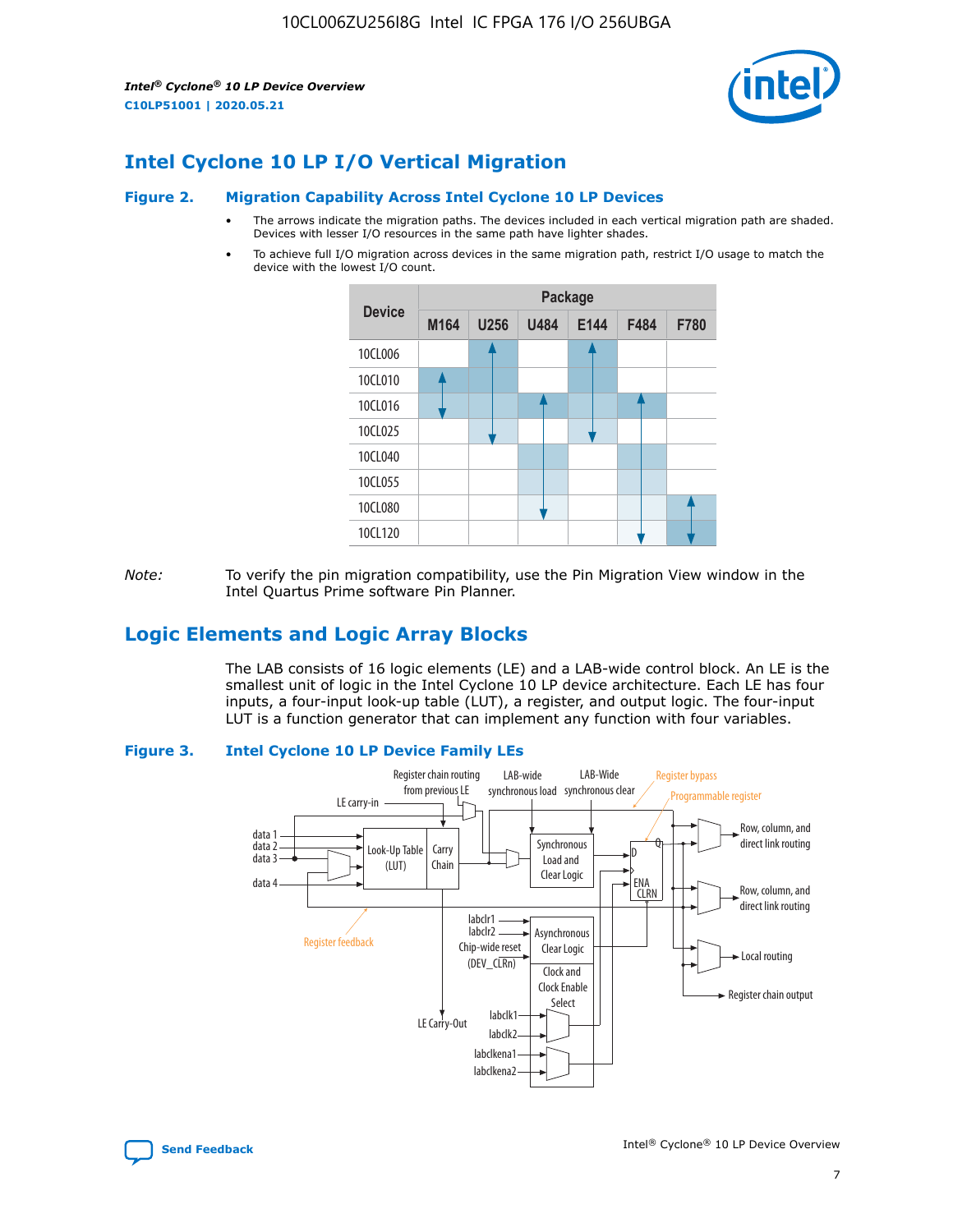## Intel Cyclone 10 LP I/O Vertical Migration

**Figure 2. Migration Capability Across Intel Cyclone 10 LP Devices**

- The arrows indicate the migration paths. The devices included in each vertical migration path are shaded. Devices with lesser I/O resources in the same path have lighter shades.
- To achieve full I/O migration across devices in the same migration path, restrict I/O usage to match the device with the lowest I/O count.

| Device | Package | | | | | |
|---|---|---|---|---|---|---|
| | M164 | U256 | U484 | E144 | F484 | F780 |
| 10CL006 | | | | | | |
| 10CL010 | | | | | | |
| 10CL016 | | | | | | |
| 10CL025 | | | | | | |
| 10CL040 | | | | | | |
| 10CL055 | | | | | | |
| 10CL080 | | | | | | |
| 10CL120 | | | | | | |

*Note:* To verify the pin migration compatibility, use the Pin Migration View window in the Intel Quartus Prime software Pin Planner.

## Logic Elements and Logic Array Blocks

The LAB consists of 16 logic elements (LE) and a LAB-wide control block. An LE is the smallest unit of logic in the Intel Cyclone 10 LP device architecture. Each LE has four inputs, a four-input look-up table (LUT), a register, and output logic. The four-input LUT is a function generator that can implement any function with four variables.

**Figure 3. Intel Cyclone 10 LP Device Family LEs**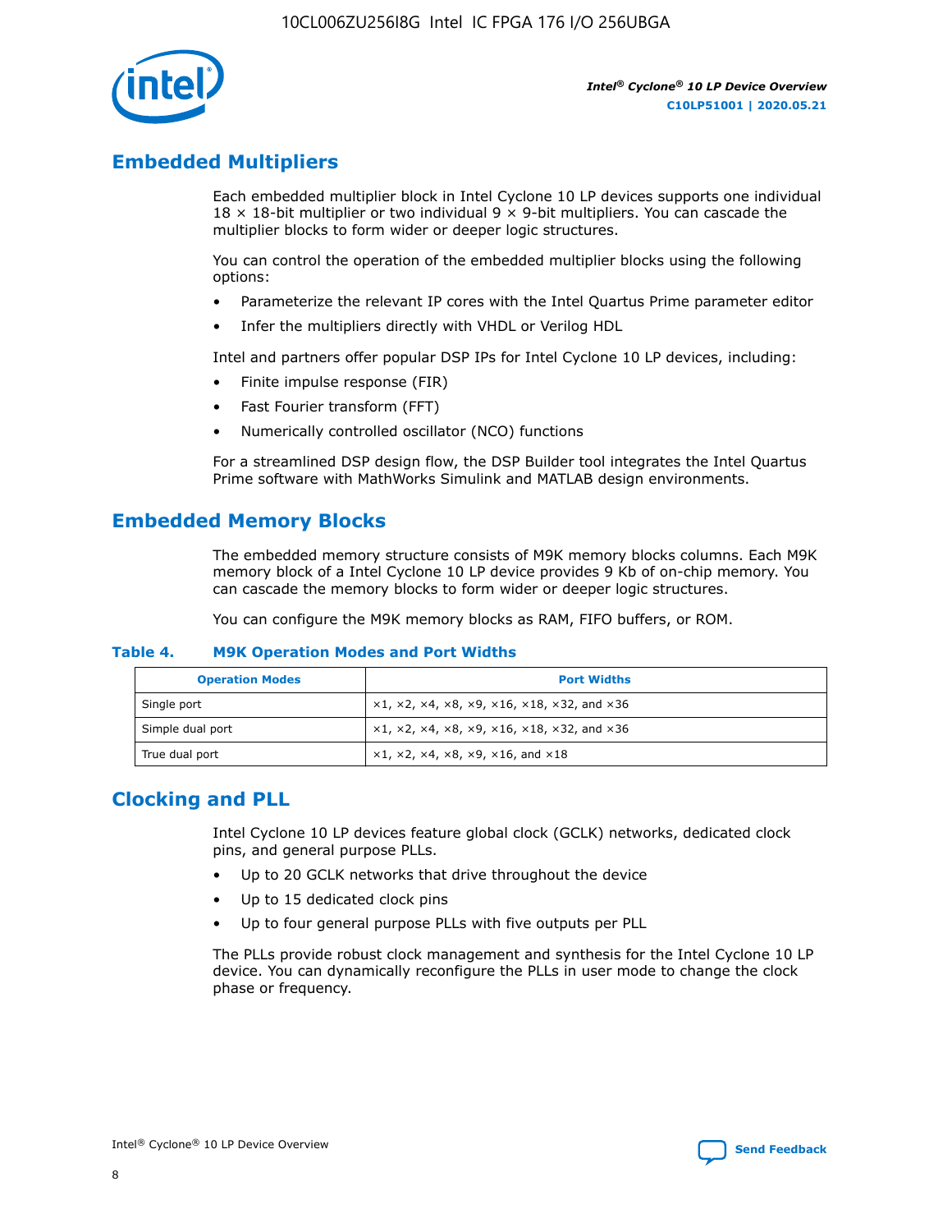## Embedded Multipliers

Each embedded multiplier block in Intel Cyclone 10 LP devices supports one individual 18 × 18-bit multiplier or two individual 9 × 9-bit multipliers. You can cascade the multiplier blocks to form wider or deeper logic structures.

You can control the operation of the embedded multiplier blocks using the following options:

- Parameterize the relevant IP cores with the Intel Quartus Prime parameter editor
- Infer the multipliers directly with VHDL or Verilog HDL

Intel and partners offer popular DSP IPs for Intel Cyclone 10 LP devices, including:

- Finite impulse response (FIR)
- Fast Fourier transform (FFT)
- Numerically controlled oscillator (NCO) functions

For a streamlined DSP design flow, the DSP Builder tool integrates the Intel Quartus Prime software with MathWorks Simulink and MATLAB design environments.

## Embedded Memory Blocks

The embedded memory structure consists of M9K memory blocks columns. Each M9K memory block of a Intel Cyclone 10 LP device provides 9 Kb of on-chip memory. You can cascade the memory blocks to form wider or deeper logic structures.

You can configure the M9K memory blocks as RAM, FIFO buffers, or ROM.

**Table 4. M9K Operation Modes and Port Widths**

| Operation Modes | Port Widths |
|---|---|
| Single port | ×1, ×2, ×4, ×8, ×9, ×16, ×18, ×32, and ×36 |
| Simple dual port | ×1, ×2, ×4, ×8, ×9, ×16, ×18, ×32, and ×36 |
| True dual port | ×1, ×2, ×4, ×8, ×9, ×16, and ×18 |

## Clocking and PLL

Intel Cyclone 10 LP devices feature global clock (GCLK) networks, dedicated clock pins, and general purpose PLLs.

- Up to 20 GCLK networks that drive throughout the device
- Up to 15 dedicated clock pins
- Up to four general purpose PLLs with five outputs per PLL

The PLLs provide robust clock management and synthesis for the Intel Cyclone 10 LP device. You can dynamically reconfigure the PLLs in user mode to change the clock phase or frequency.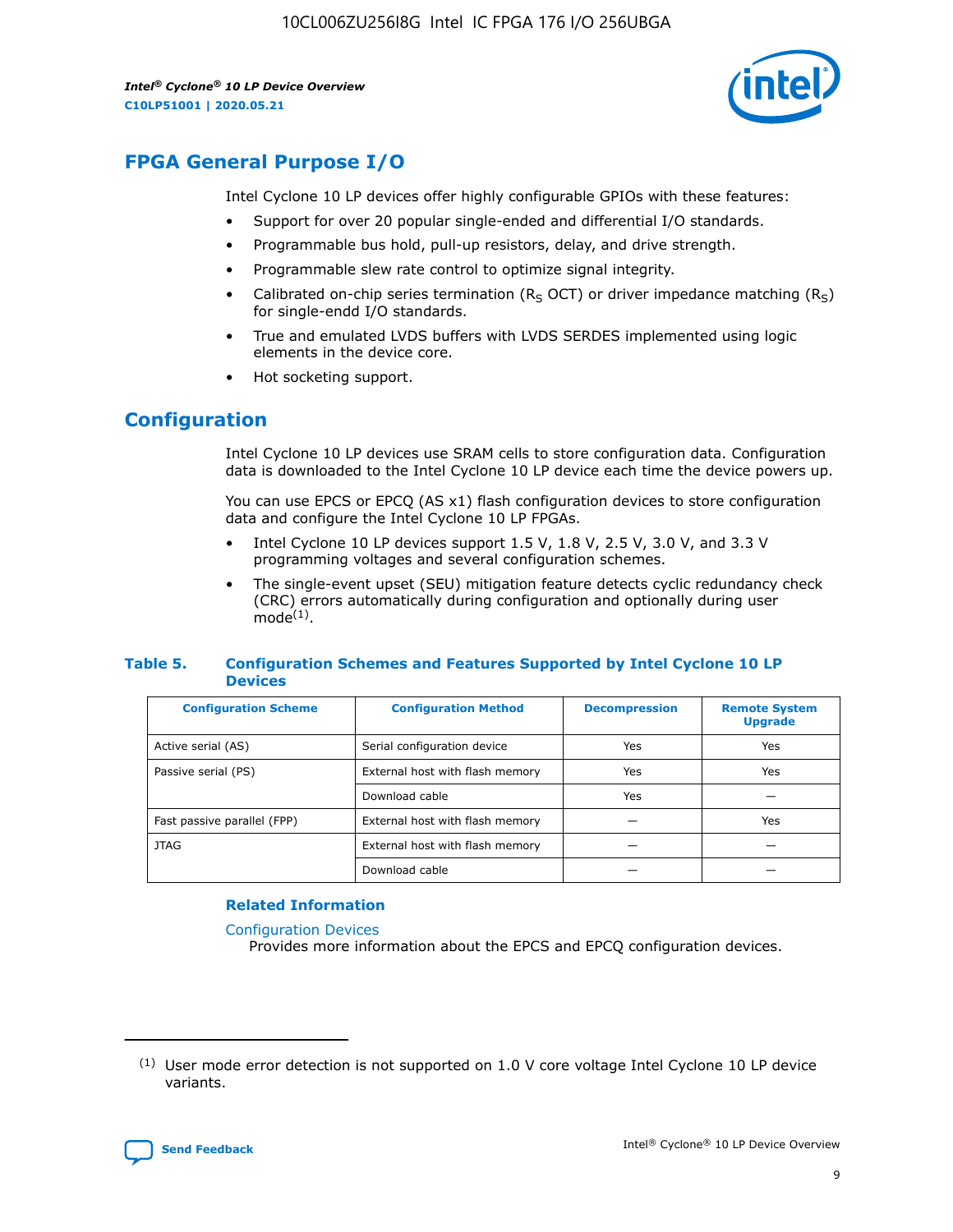# FPGA General Purpose I/O

Intel Cyclone 10 LP devices offer highly configurable GPIOs with these features:

- Support for over 20 popular single-ended and differential I/O standards.
- Programmable bus hold, pull-up resistors, delay, and drive strength.
- Programmable slew rate control to optimize signal integrity.
- Calibrated on-chip series termination ($R_S$ OCT) or driver impedance matching ($R_S$) for single-endd I/O standards.
- True and emulated LVDS buffers with LVDS SERDES implemented using logic elements in the device core.
- Hot socketing support.

# Configuration

Intel Cyclone 10 LP devices use SRAM cells to store configuration data. Configuration data is downloaded to the Intel Cyclone 10 LP device each time the device powers up.

You can use EPCS or EPCQ (AS x1) flash configuration devices to store configuration data and configure the Intel Cyclone 10 LP FPGAs.

- Intel Cyclone 10 LP devices support 1.5 V, 1.8 V, 2.5 V, 3.0 V, and 3.3 V programming voltages and several configuration schemes.
- The single-event upset (SEU) mitigation feature detects cyclic redundancy check (CRC) errors automatically during configuration and optionally during user mode[1].

**Table 5. Configuration Schemes and Features Supported by Intel Cyclone 10 LP Devices**

| Configuration Scheme | Configuration Method | Decompression | Remote System Upgrade |
|---|---|---|---|
| Active serial (AS) | Serial configuration device | Yes | Yes |
| Passive serial (PS) | External host with flash memory | Yes | Yes |
| | Download cable | Yes | — |
| Fast passive parallel (FPP) | External host with flash memory | — | Yes |
| JTAG | External host with flash memory | — | — |
| | Download cable | — | — |

**Related Information**

Configuration Devices
Provides more information about the EPCS and EPCQ configuration devices.

---

[1] User mode error detection is not supported on 1.0 V core voltage Intel Cyclone 10 LP device variants.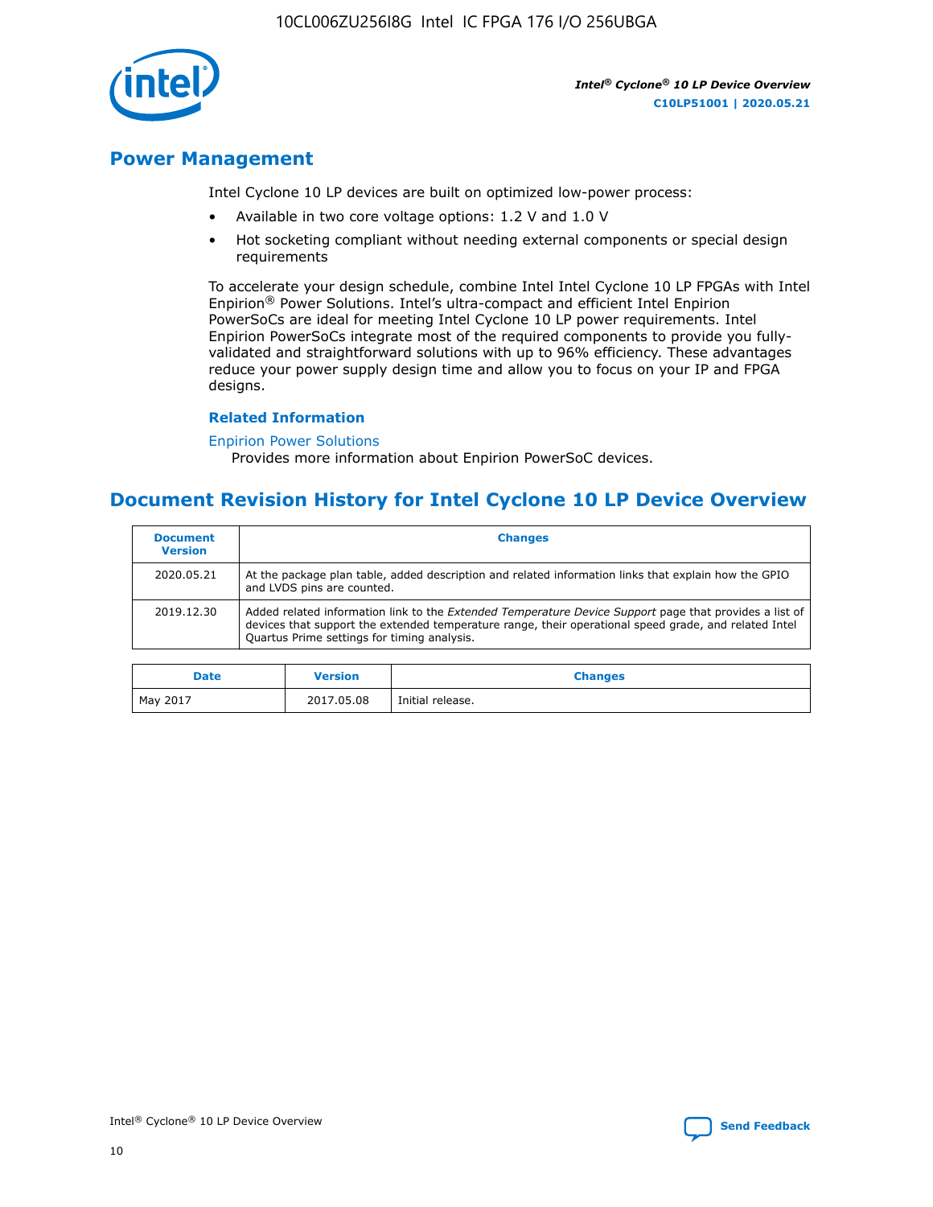## Power Management

Intel Cyclone 10 LP devices are built on optimized low-power process:

- Available in two core voltage options: 1.2 V and 1.0 V
- Hot socketing compliant without needing external components or special design requirements

To accelerate your design schedule, combine Intel Intel Cyclone 10 LP FPGAs with Intel Enpirion® Power Solutions. Intel's ultra-compact and efficient Intel Enpirion PowerSoCs are ideal for meeting Intel Cyclone 10 LP power requirements. Intel Enpirion PowerSoCs integrate most of the required components to provide you fully-validated and straightforward solutions with up to 96% efficiency. These advantages reduce your power supply design time and allow you to focus on your IP and FPGA designs.

### Related Information

Enpirion Power Solutions
Provides more information about Enpirion PowerSoC devices.

## Document Revision History for Intel Cyclone 10 LP Device Overview

| Document Version | Changes |
| --- | --- |
| 2020.05.21 | At the package plan table, added description and related information links that explain how the GPIO and LVDS pins are counted. |
| 2019.12.30 | Added related information link to the *Extended Temperature Device Support* page that provides a list of devices that support the extended temperature range, their operational speed grade, and related Intel Quartus Prime settings for timing analysis. |

| Date | Version | Changes |
| --- | --- | --- |
| May 2017 | 2017.05.08 | Initial release. |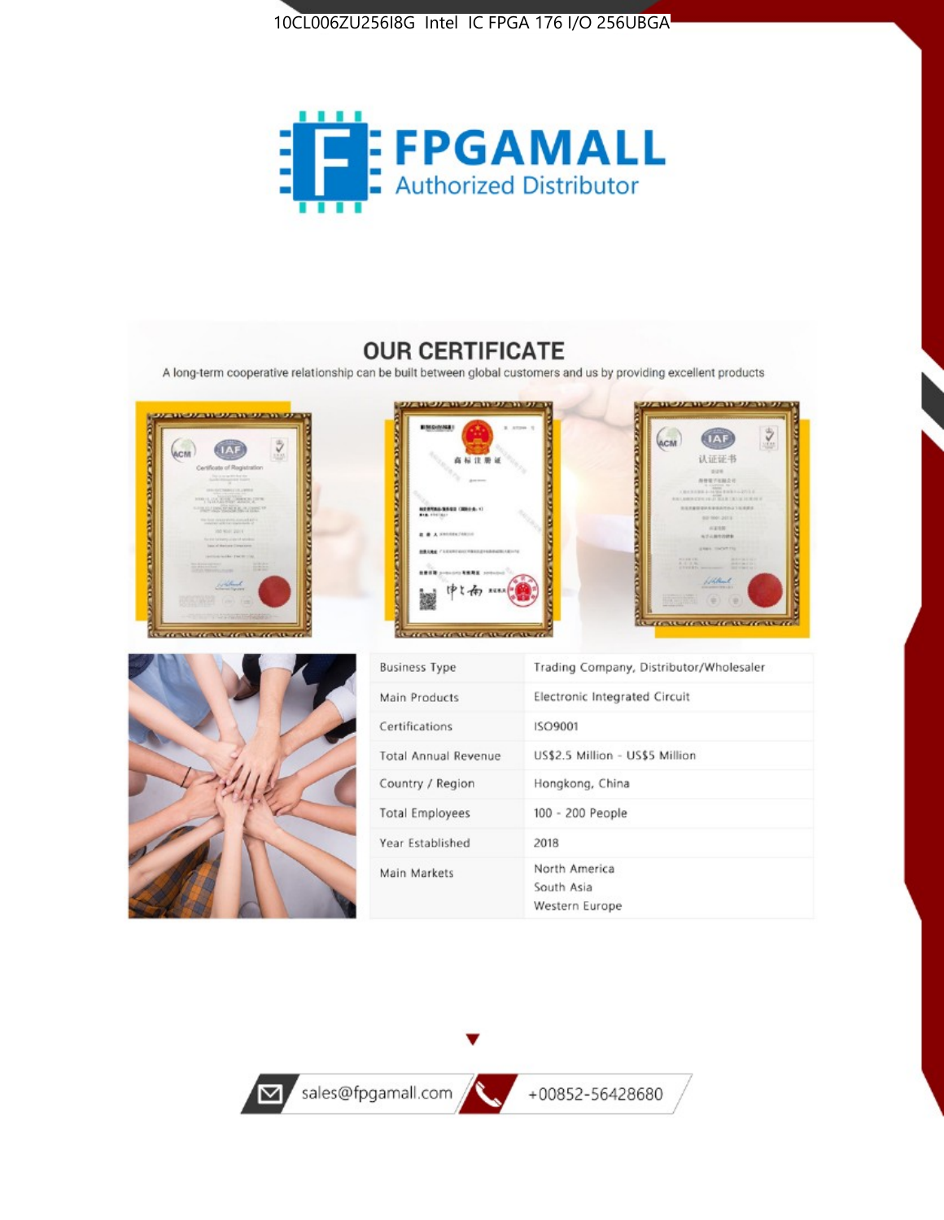# FPGAMALL

Authorized Distributor

## OUR CERTIFICATE

A long-term cooperative relationship can be built between global customers and us by providing excellent products

| | |
|---|---|
| Business Type | Trading Company, Distributor/Wholesaler |
| Main Products | Electronic Integrated Circuit |
| Certifications | ISO9001 |
| Total Annual Revenue | US$2.5 Million - US$5 Million |
| Country / Region | Hongkong, China |
| Total Employees | 100 - 200 People |
| Year Established | 2018 |
| Main Markets | North America<br>South Asia<br>Western Europe |

sales@fpgamall.com

+00852-56428680